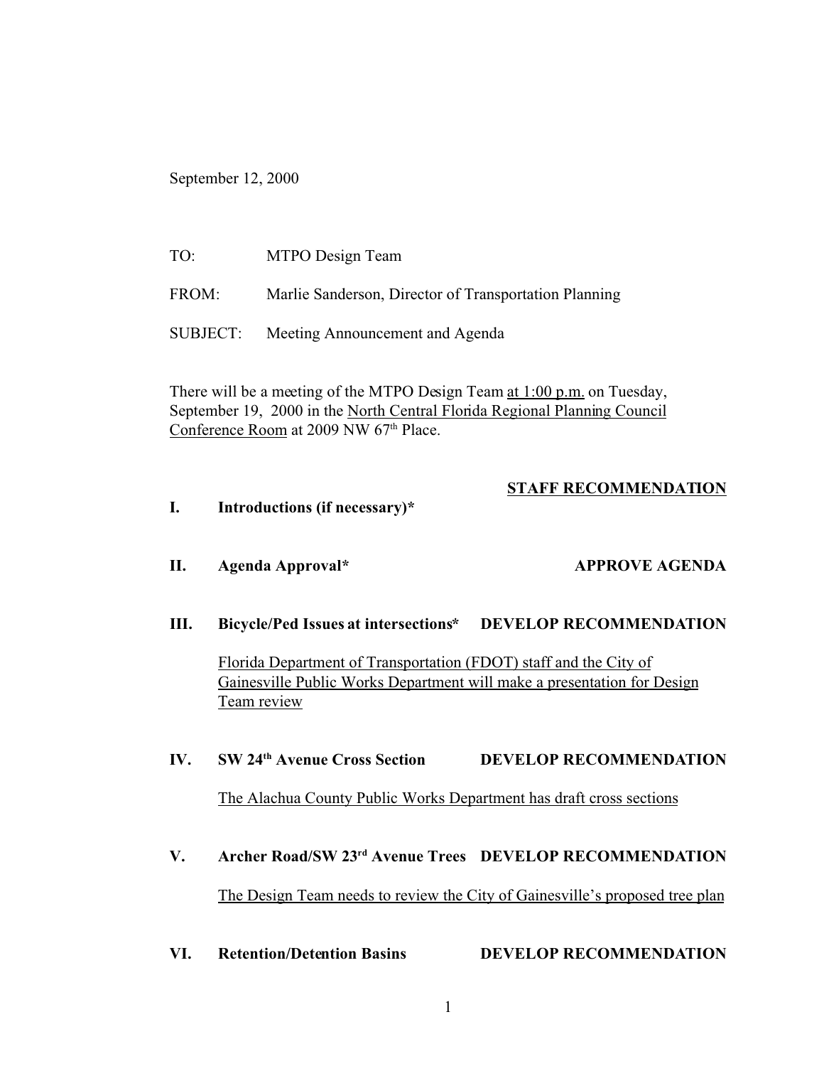September 12, 2000

TO: MTPO Design Team

FROM: Marlie Sanderson, Director of Transportation Planning

SUBJECT: Meeting Announcement and Agenda

There will be a meeting of the MTPO Design Team at 1:00 p.m. on Tuesday, September 19, 2000 in the North Central Florida Regional Planning Council Conference Room at 2009 NW 67th Place.

**STAFF RECOMMENDATION**

**I. Introductions (if necessary)***

**II. Agenda Approval*** **APPROVE AGENDA**

**III. Bicycle/Ped Issues at intersections*** **DEVELOP RECOMMENDATION**

Florida Department of Transportation (FDOT) staff and the City of Gainesville Public Works Department will make a presentation for Design Team review

**IV. SW 24th Avenue Cross Section** **DEVELOP RECOMMENDATION**

The Alachua County Public Works Department has draft cross sections

**V. Archer Road/SW 23rd Avenue Trees** **DEVELOP RECOMMENDATION**

The Design Team needs to review the City of Gainesville's proposed tree plan

**VI. Retention/Detention Basins** **DEVELOP RECOMMENDATION**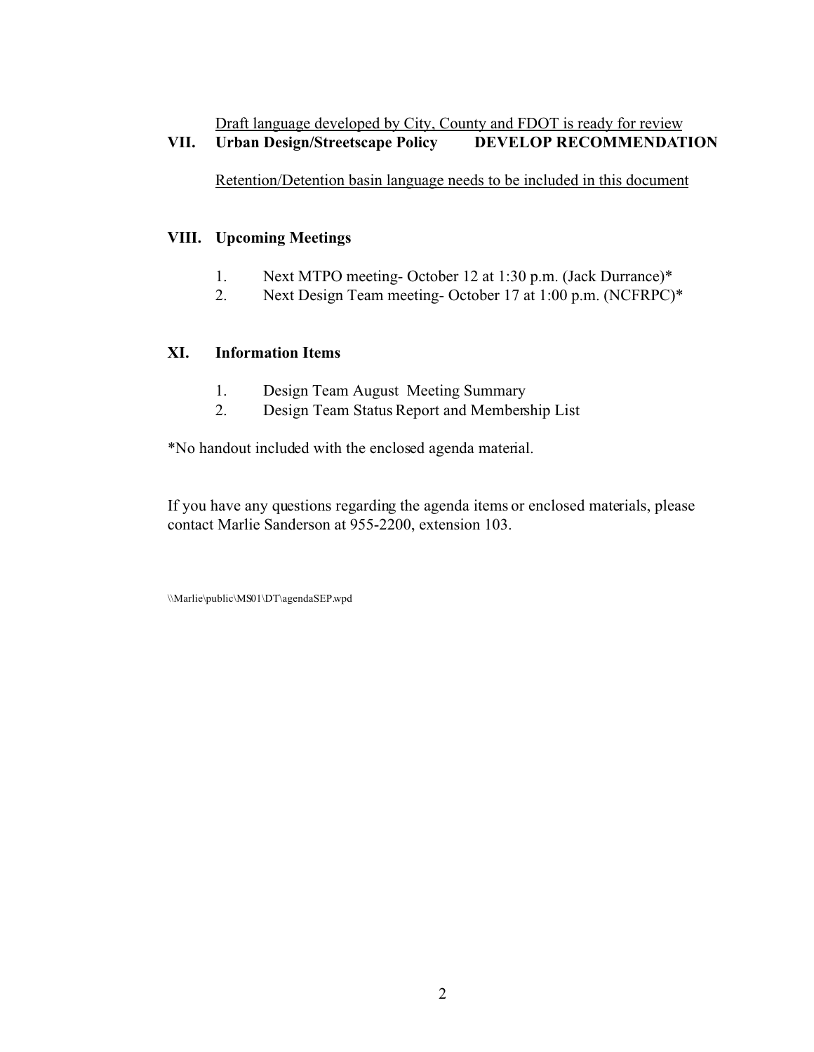Draft language developed by City, County and FDOT is ready for review

**VII. Urban Design/Streetscape Policy DEVELOP RECOMMENDATION**

Retention/Detention basin language needs to be included in this document

**VIII. Upcoming Meetings**

1. Next MTPO meeting- October 12 at 1:30 p.m. (Jack Durrance)*
2. Next Design Team meeting- October 17 at 1:00 p.m. (NCFRPC)*

**XI. Information Items**

1. Design Team August Meeting Summary
2. Design Team Status Report and Membership List

*No handout included with the enclosed agenda material.

If you have any questions regarding the agenda items or enclosed materials, please contact Marlie Sanderson at 955-2200, extension 103.

\\Marlie\public\MS01\DT\agendaSEP.wpd